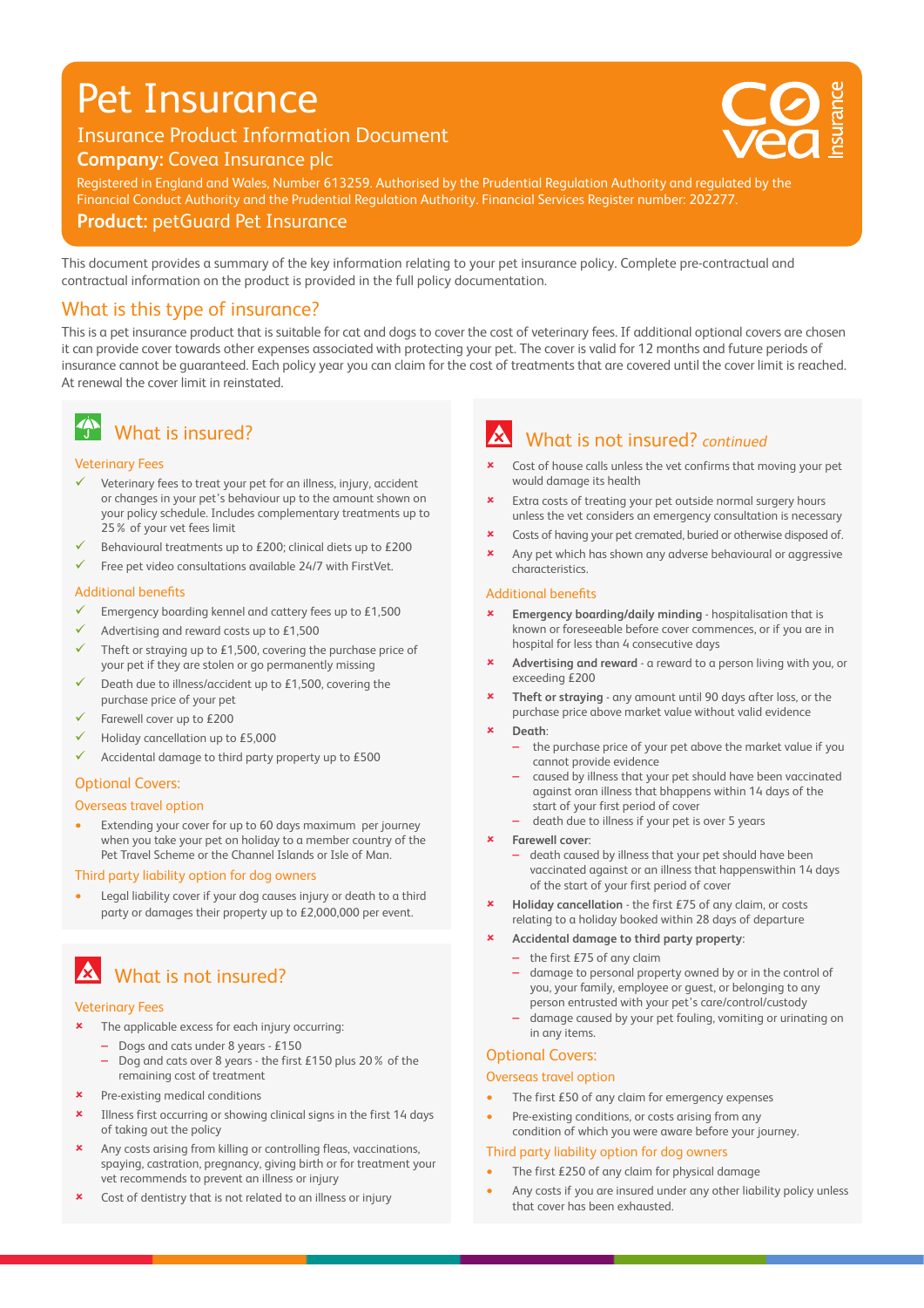# Pet Insurance

Insurance Product Information Document

**Company:** Covea Insurance plc

Registered in England and Wales, Number 613259. Authorised by the Prudential Regulation Authority and regulated by the Financial Conduct Authority and the Prudential Regulation Authority. Financial Services Register number: 202277.

**Product:** petGuard Pet Insurance

This document provides a summary of the key information relating to your pet insurance policy. Complete pre-contractual and contractual information on the product is provided in the full policy documentation.

## What is this type of insurance?

This is a pet insurance product that is suitable for cat and dogs to cover the cost of veterinary fees. If additional optional covers are chosen it can provide cover towards other expenses associated with protecting your pet. The cover is valid for 12 months and future periods of insurance cannot be guaranteed. Each policy year you can claim for the cost of treatments that are covered until the cover limit is reached. At renewal the cover limit in reinstated.

## What is insured?

### Veterinary Fees

- ✓ Veterinary fees to treat your pet for an illness, injury, accident or changes in your pet's behaviour up to the amount shown on your policy schedule. Includes complementary treatments up to 25% of your vet fees limit
- ✓ Behavioural treatments up to £200; clinical diets up to £200
- ✓ Free pet video consultations available 24/7 with FirstVet.

### Additional benefits

- ✓ Emergency boarding kennel and cattery fees up to £1,500
- ✓ Advertising and reward costs up to £1,500
- ✓ Theft or straying up to £1,500, covering the purchase price of your pet if they are stolen or go permanently missing
- ✓ Death due to illness/accident up to £1,500, covering the purchase price of your pet
- ✓ Farewell cover up to £200
- ✓ Holiday cancellation up to £5,000
- ✓ Accidental damage to third party property up to £500

### Optional Covers:

#### Overseas travel option

- Extending your cover for up to 60 days maximum per journey when you take your pet on holiday to a member country of the Pet Travel Scheme or the Channel Islands or Isle of Man.

#### Third party liability option for dog owners

- Legal liability cover if your dog causes injury or death to a third party or damages their property up to £2,000,000 per event.

## What is not insured?

### Veterinary Fees

- ✗ The applicable excess for each injury occurring:
  - Dogs and cats under 8 years - £150
  - Dog and cats over 8 years - the first £150 plus 20% of the remaining cost of treatment
- ✗ Pre-existing medical conditions
- ✗ Illness first occurring or showing clinical signs in the first 14 days of taking out the policy
- ✗ Any costs arising from killing or controlling fleas, vaccinations, spaying, castration, pregnancy, giving birth or for treatment your vet recommends to prevent an illness or injury
- ✗ Cost of dentistry that is not related to an illness or injury

## What is not insured? *continued*

- ✗ Cost of house calls unless the vet confirms that moving your pet would damage its health
- ✗ Extra costs of treating your pet outside normal surgery hours unless the vet considers an emergency consultation is necessary
- ✗ Costs of having your pet cremated, buried or otherwise disposed of.
- ✗ Any pet which has shown any adverse behavioural or aggressive characteristics.

### Additional benefits

- ✗ **Emergency boarding/daily minding** - hospitalisation that is known or foreseeable before cover commences, or if you are in hospital for less than 4 consecutive days
- ✗ **Advertising and reward** - a reward to a person living with you, or exceeding £200
- ✗ **Theft or straying** - any amount until 90 days after loss, or the purchase price above market value without valid evidence
- ✗ **Death**:
  - the purchase price of your pet above the market value if you cannot provide evidence
  - caused by illness that your pet should have been vaccinated against oran illness that bhappens within 14 days of the start of your first period of cover
  - death due to illness if your pet is over 5 years
- ✗ **Farewell cover**:
  - death caused by illness that your pet should have been vaccinated against or an illness that happenswithin 14 days of the start of your first period of cover
- ✗ **Holiday cancellation** - the first £75 of any claim, or costs relating to a holiday booked within 28 days of departure
- ✗ **Accidental damage to third party property**:
  - the first £75 of any claim
  - damage to personal property owned by or in the control of you, your family, employee or guest, or belonging to any person entrusted with your pet's care/control/custody
  - damage caused by your pet fouling, vomiting or urinating on in any items.

### Optional Covers:

#### Overseas travel option

- The first £50 of any claim for emergency expenses
- Pre-existing conditions, or costs arising from any condition of which you were aware before your journey.

#### Third party liability option for dog owners

- The first £250 of any claim for physical damage
- Any costs if you are insured under any other liability policy unless that cover has been exhausted.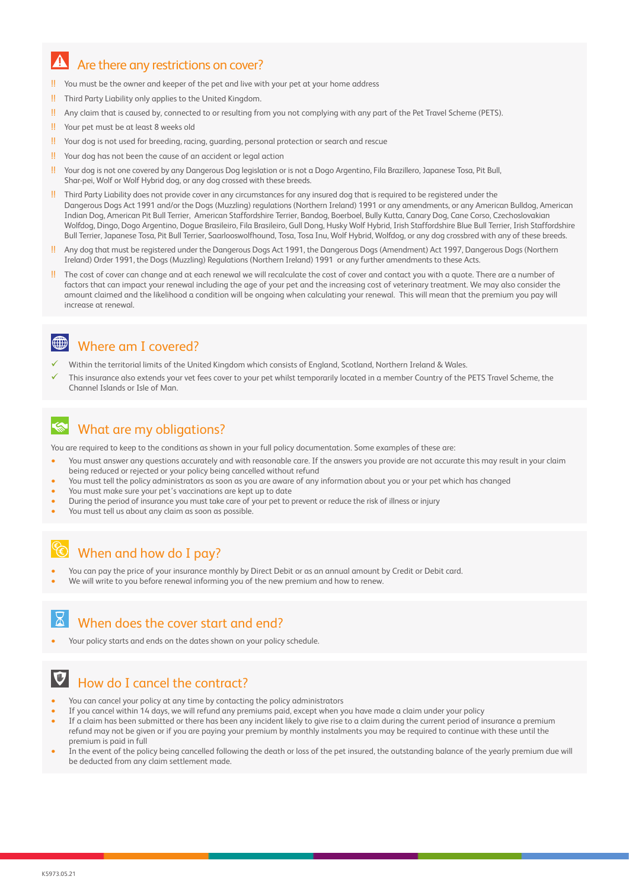## Are there any restrictions on cover?

- !! You must be the owner and keeper of the pet and live with your pet at your home address
- !! Third Party Liability only applies to the United Kingdom.
- !! Any claim that is caused by, connected to or resulting from you not complying with any part of the Pet Travel Scheme (PETS).
- !! Your pet must be at least 8 weeks old
- !! Your dog is not used for breeding, racing, guarding, personal protection or search and rescue
- !! Your dog has not been the cause of an accident or legal action
- !! Your dog is not one covered by any Dangerous Dog legislation or is not a Dogo Argentino, Fila Brazillero, Japanese Tosa, Pit Bull, Shar-pei, Wolf or Wolf Hybrid dog, or any dog crossed with these breeds.
- !! Third Party Liability does not provide cover in any circumstances for any insured dog that is required to be registered under the Dangerous Dogs Act 1991 and/or the Dogs (Muzzling) regulations (Northern Ireland) 1991 or any amendments, or any American Bulldog, American Indian Dog, American Pit Bull Terrier, American Staffordshire Terrier, Bandog, Boerboel, Bully Kutta, Canary Dog, Cane Corso, Czechoslovakian Wolfdog, Dingo, Dogo Argentino, Dogue Brasileiro, Fila Brasileiro, Gull Dong, Husky Wolf Hybrid, Irish Staffordshire Blue Bull Terrier, Irish Staffordshire Bull Terrier, Japanese Tosa, Pit Bull Terrier, Saarlooswolfhound, Tosa, Tosa Inu, Wolf Hybrid, Wolfdog, or any dog crossbred with any of these breeds.
- !! Any dog that must be registered under the Dangerous Dogs Act 1991, the Dangerous Dogs (Amendment) Act 1997, Dangerous Dogs (Northern Ireland) Order 1991, the Dogs (Muzzling) Regulations (Northern Ireland) 1991 or any further amendments to these Acts.
- !! The cost of cover can change and at each renewal we will recalculate the cost of cover and contact you with a quote. There are a number of factors that can impact your renewal including the age of your pet and the increasing cost of veterinary treatment. We may also consider the amount claimed and the likelihood a condition will be ongoing when calculating your renewal. This will mean that the premium you pay will increase at renewal.

## Where am I covered?

- ✓ Within the territorial limits of the United Kingdom which consists of England, Scotland, Northern Ireland & Wales.
- ✓ This insurance also extends your vet fees cover to your pet whilst temporarily located in a member Country of the PETS Travel Scheme, the Channel Islands or Isle of Man.

## What are my obligations?

You are required to keep to the conditions as shown in your full policy documentation. Some examples of these are:

- You must answer any questions accurately and with reasonable care. If the answers you provide are not accurate this may result in your claim being reduced or rejected or your policy being cancelled without refund
- You must tell the policy administrators as soon as you are aware of any information about you or your pet which has changed
- You must make sure your pet's vaccinations are kept up to date
- During the period of insurance you must take care of your pet to prevent or reduce the risk of illness or injury
- You must tell us about any claim as soon as possible.

## When and how do I pay?

- You can pay the price of your insurance monthly by Direct Debit or as an annual amount by Credit or Debit card.
- We will write to you before renewal informing you of the new premium and how to renew.

## When does the cover start and end?

- Your policy starts and ends on the dates shown on your policy schedule.

## How do I cancel the contract?

- You can cancel your policy at any time by contacting the policy administrators
- If you cancel within 14 days, we will refund any premiums paid, except when you have made a claim under your policy
- If a claim has been submitted or there has been any incident likely to give rise to a claim during the current period of insurance a premium refund may not be given or if you are paying your premium by monthly instalments you may be required to continue with these until the premium is paid in full
- In the event of the policy being cancelled following the death or loss of the pet insured, the outstanding balance of the yearly premium due will be deducted from any claim settlement made.

K5973.05.21